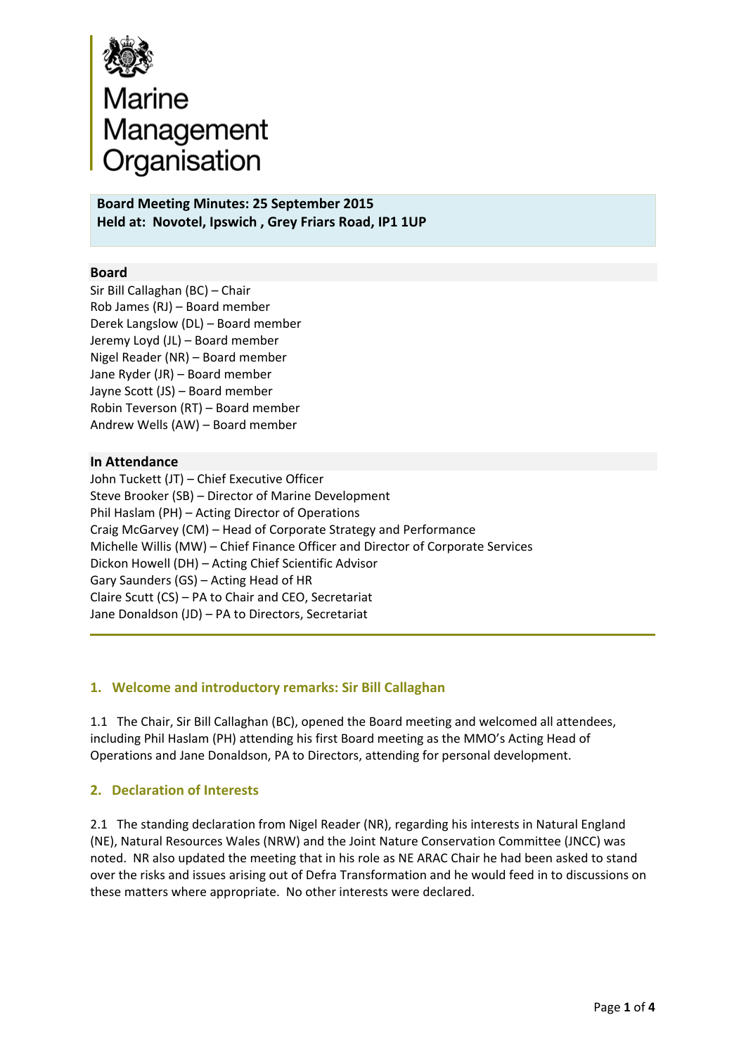Marine Management Organisation

**Board Meeting Minutes: 25 September 2015**
**Held at: Novotel, Ipswich , Grey Friars Road, IP1 1UP**

## Board

Sir Bill Callaghan (BC) – Chair
Rob James (RJ) – Board member
Derek Langslow (DL) – Board member
Jeremy Loyd (JL) – Board member
Nigel Reader (NR) – Board member
Jane Ryder (JR) – Board member
Jayne Scott (JS) – Board member
Robin Teverson (RT) – Board member
Andrew Wells (AW) – Board member

## In Attendance

John Tuckett (JT) – Chief Executive Officer
Steve Brooker (SB) – Director of Marine Development
Phil Haslam (PH) – Acting Director of Operations
Craig McGarvey (CM) – Head of Corporate Strategy and Performance
Michelle Willis (MW) – Chief Finance Officer and Director of Corporate Services
Dickon Howell (DH) – Acting Chief Scientific Advisor
Gary Saunders (GS) – Acting Head of HR
Claire Scutt (CS) – PA to Chair and CEO, Secretariat
Jane Donaldson (JD) – PA to Directors, Secretariat

## 1. Welcome and introductory remarks: Sir Bill Callaghan

1.1 The Chair, Sir Bill Callaghan (BC), opened the Board meeting and welcomed all attendees, including Phil Haslam (PH) attending his first Board meeting as the MMO's Acting Head of Operations and Jane Donaldson, PA to Directors, attending for personal development.

## 2. Declaration of Interests

2.1 The standing declaration from Nigel Reader (NR), regarding his interests in Natural England (NE), Natural Resources Wales (NRW) and the Joint Nature Conservation Committee (JNCC) was noted. NR also updated the meeting that in his role as NE ARAC Chair he had been asked to stand over the risks and issues arising out of Defra Transformation and he would feed in to discussions on these matters where appropriate. No other interests were declared.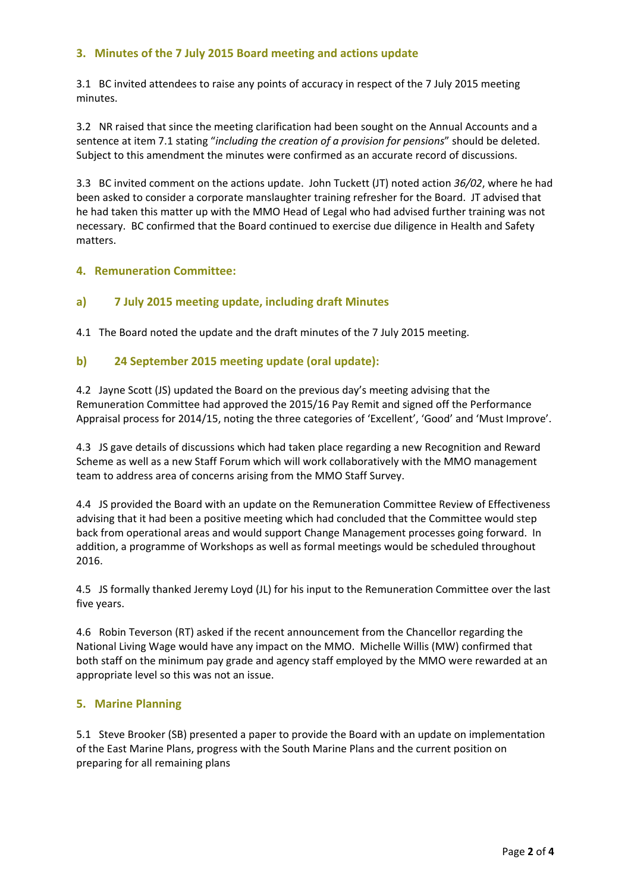## 3. Minutes of the 7 July 2015 Board meeting and actions update

3.1 BC invited attendees to raise any points of accuracy in respect of the 7 July 2015 meeting minutes.

3.2 NR raised that since the meeting clarification had been sought on the Annual Accounts and a sentence at item 7.1 stating "*including the creation of a provision for pensions*" should be deleted. Subject to this amendment the minutes were confirmed as an accurate record of discussions.

3.3 BC invited comment on the actions update. John Tuckett (JT) noted action *36/02*, where he had been asked to consider a corporate manslaughter training refresher for the Board. JT advised that he had taken this matter up with the MMO Head of Legal who had advised further training was not necessary. BC confirmed that the Board continued to exercise due diligence in Health and Safety matters.

## 4. Remuneration Committee:

### a) 7 July 2015 meeting update, including draft Minutes

4.1 The Board noted the update and the draft minutes of the 7 July 2015 meeting.

### b) 24 September 2015 meeting update (oral update):

4.2 Jayne Scott (JS) updated the Board on the previous day's meeting advising that the Remuneration Committee had approved the 2015/16 Pay Remit and signed off the Performance Appraisal process for 2014/15, noting the three categories of 'Excellent', 'Good' and 'Must Improve'.

4.3 JS gave details of discussions which had taken place regarding a new Recognition and Reward Scheme as well as a new Staff Forum which will work collaboratively with the MMO management team to address area of concerns arising from the MMO Staff Survey.

4.4 JS provided the Board with an update on the Remuneration Committee Review of Effectiveness advising that it had been a positive meeting which had concluded that the Committee would step back from operational areas and would support Change Management processes going forward. In addition, a programme of Workshops as well as formal meetings would be scheduled throughout 2016.

4.5 JS formally thanked Jeremy Loyd (JL) for his input to the Remuneration Committee over the last five years.

4.6 Robin Teverson (RT) asked if the recent announcement from the Chancellor regarding the National Living Wage would have any impact on the MMO. Michelle Willis (MW) confirmed that both staff on the minimum pay grade and agency staff employed by the MMO were rewarded at an appropriate level so this was not an issue.

## 5. Marine Planning

5.1 Steve Brooker (SB) presented a paper to provide the Board with an update on implementation of the East Marine Plans, progress with the South Marine Plans and the current position on preparing for all remaining plans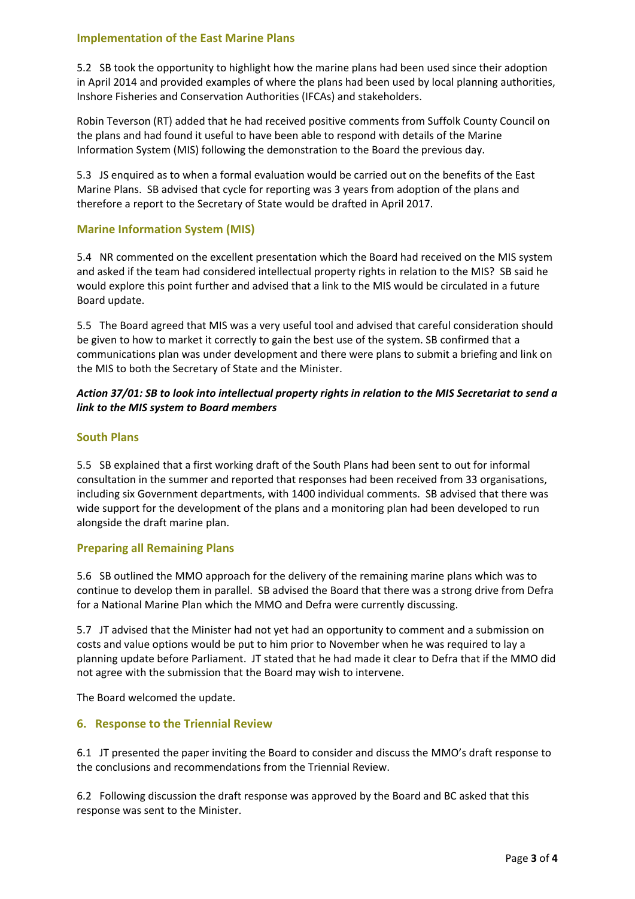### Implementation of the East Marine Plans

5.2 SB took the opportunity to highlight how the marine plans had been used since their adoption in April 2014 and provided examples of where the plans had been used by local planning authorities, Inshore Fisheries and Conservation Authorities (IFCAs) and stakeholders.

Robin Teverson (RT) added that he had received positive comments from Suffolk County Council on the plans and had found it useful to have been able to respond with details of the Marine Information System (MIS) following the demonstration to the Board the previous day.

5.3 JS enquired as to when a formal evaluation would be carried out on the benefits of the East Marine Plans. SB advised that cycle for reporting was 3 years from adoption of the plans and therefore a report to the Secretary of State would be drafted in April 2017.

### Marine Information System (MIS)

5.4 NR commented on the excellent presentation which the Board had received on the MIS system and asked if the team had considered intellectual property rights in relation to the MIS? SB said he would explore this point further and advised that a link to the MIS would be circulated in a future Board update.

5.5 The Board agreed that MIS was a very useful tool and advised that careful consideration should be given to how to market it correctly to gain the best use of the system. SB confirmed that a communications plan was under development and there were plans to submit a briefing and link on the MIS to both the Secretary of State and the Minister.

***Action 37/01: SB to look into intellectual property rights in relation to the MIS Secretariat to send a link to the MIS system to Board members***

### South Plans

5.5 SB explained that a first working draft of the South Plans had been sent to out for informal consultation in the summer and reported that responses had been received from 33 organisations, including six Government departments, with 1400 individual comments. SB advised that there was wide support for the development of the plans and a monitoring plan had been developed to run alongside the draft marine plan.

### Preparing all Remaining Plans

5.6 SB outlined the MMO approach for the delivery of the remaining marine plans which was to continue to develop them in parallel. SB advised the Board that there was a strong drive from Defra for a National Marine Plan which the MMO and Defra were currently discussing.

5.7 JT advised that the Minister had not yet had an opportunity to comment and a submission on costs and value options would be put to him prior to November when he was required to lay a planning update before Parliament. JT stated that he had made it clear to Defra that if the MMO did not agree with the submission that the Board may wish to intervene.

The Board welcomed the update.

## 6. Response to the Triennial Review

6.1 JT presented the paper inviting the Board to consider and discuss the MMO's draft response to the conclusions and recommendations from the Triennial Review.

6.2 Following discussion the draft response was approved by the Board and BC asked that this response was sent to the Minister.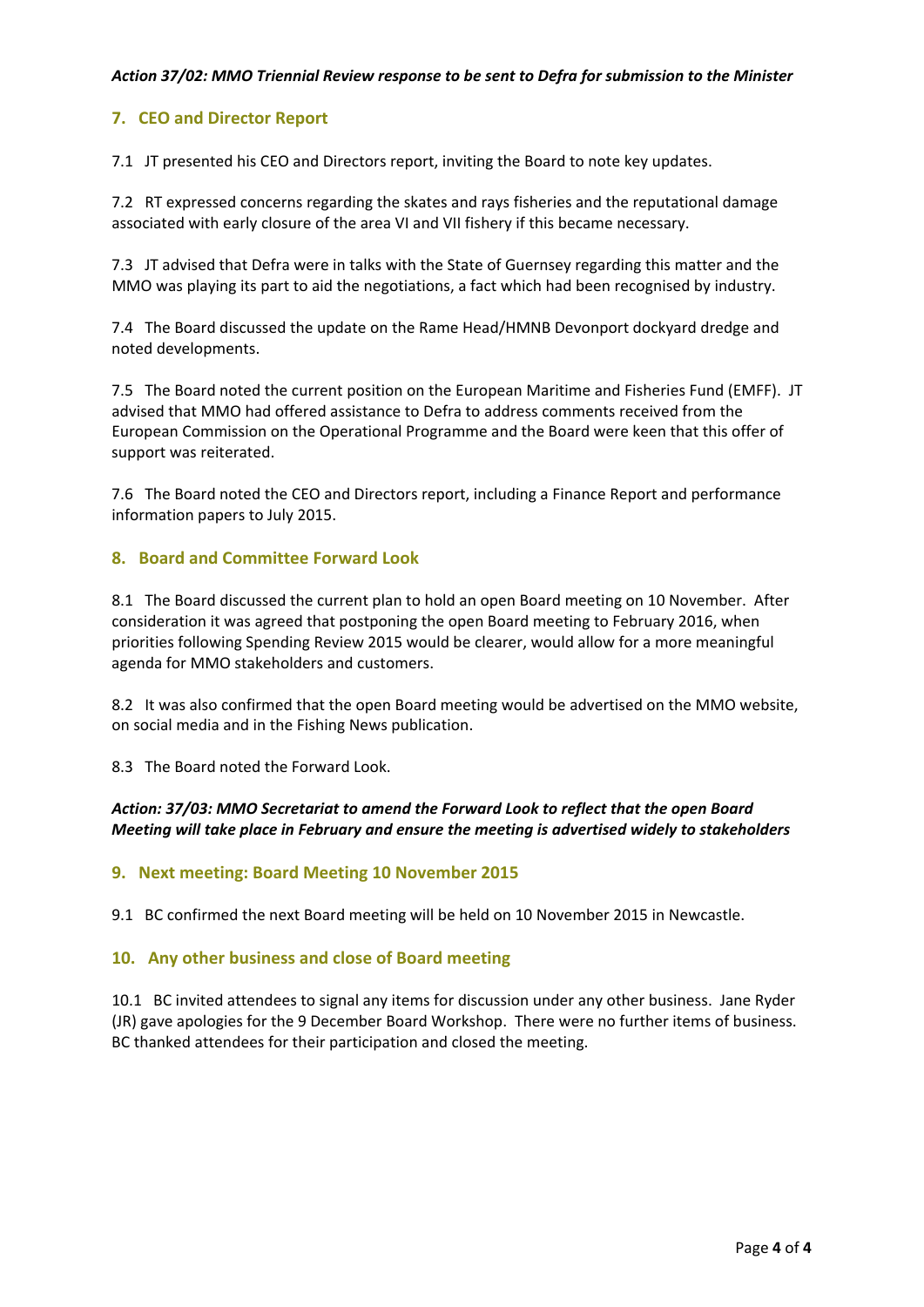***Action 37/02: MMO Triennial Review response to be sent to Defra for submission to the Minister***

## 7. CEO and Director Report

7.1 JT presented his CEO and Directors report, inviting the Board to note key updates.

7.2 RT expressed concerns regarding the skates and rays fisheries and the reputational damage associated with early closure of the area VI and VII fishery if this became necessary.

7.3 JT advised that Defra were in talks with the State of Guernsey regarding this matter and the MMO was playing its part to aid the negotiations, a fact which had been recognised by industry.

7.4 The Board discussed the update on the Rame Head/HMNB Devonport dockyard dredge and noted developments.

7.5 The Board noted the current position on the European Maritime and Fisheries Fund (EMFF). JT advised that MMO had offered assistance to Defra to address comments received from the European Commission on the Operational Programme and the Board were keen that this offer of support was reiterated.

7.6 The Board noted the CEO and Directors report, including a Finance Report and performance information papers to July 2015.

## 8. Board and Committee Forward Look

8.1 The Board discussed the current plan to hold an open Board meeting on 10 November. After consideration it was agreed that postponing the open Board meeting to February 2016, when priorities following Spending Review 2015 would be clearer, would allow for a more meaningful agenda for MMO stakeholders and customers.

8.2 It was also confirmed that the open Board meeting would be advertised on the MMO website, on social media and in the Fishing News publication.

8.3 The Board noted the Forward Look.

***Action: 37/03: MMO Secretariat to amend the Forward Look to reflect that the open Board Meeting will take place in February and ensure the meeting is advertised widely to stakeholders***

## 9. Next meeting: Board Meeting 10 November 2015

9.1 BC confirmed the next Board meeting will be held on 10 November 2015 in Newcastle.

## 10. Any other business and close of Board meeting

10.1 BC invited attendees to signal any items for discussion under any other business. Jane Ryder (JR) gave apologies for the 9 December Board Workshop. There were no further items of business. BC thanked attendees for their participation and closed the meeting.